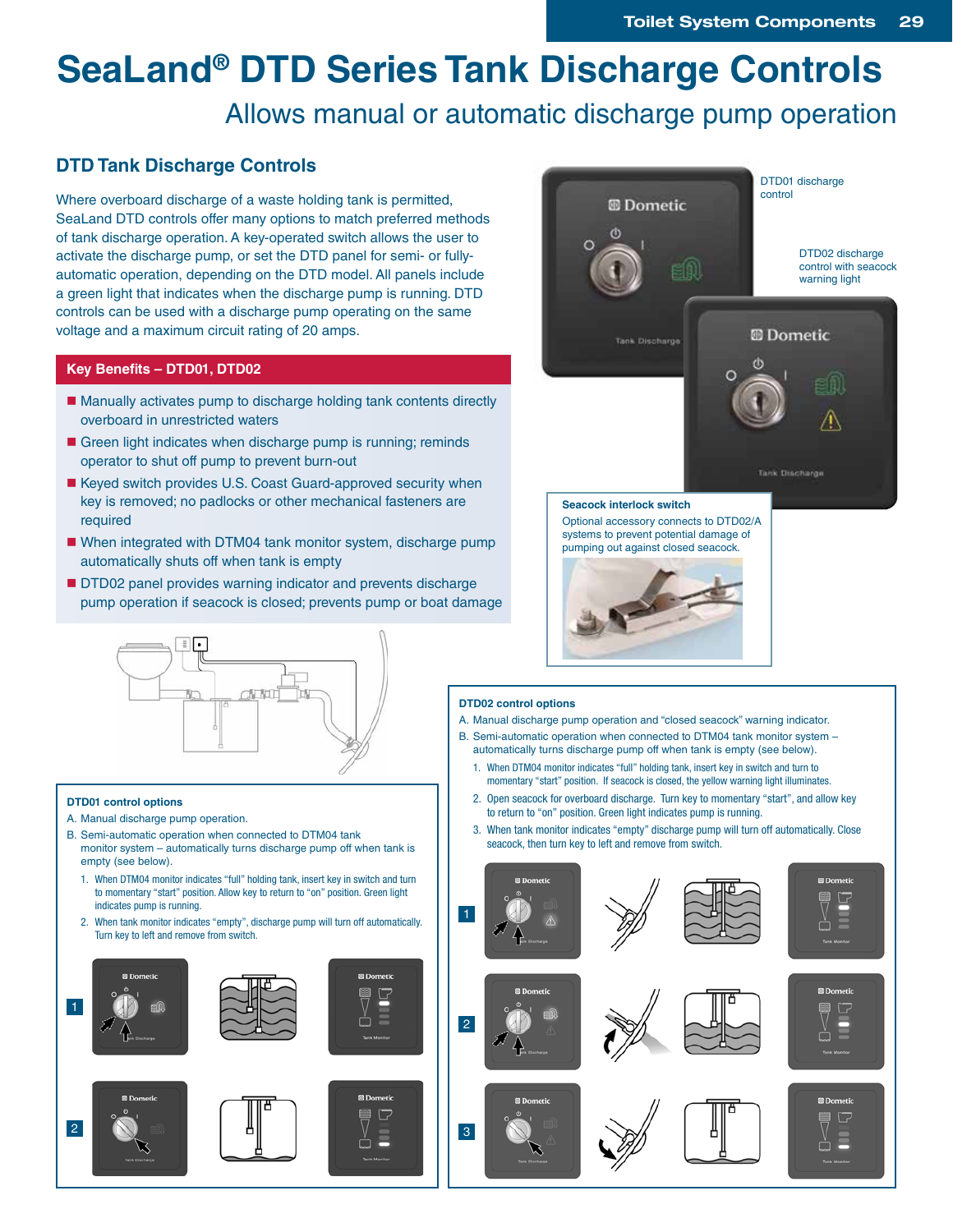# SeaLand® DTD Series Tank Discharge Controls

Allows manual or automatic discharge pump operation

## DTD Tank Discharge Controls

Where overboard discharge of a waste holding tank is permitted, SeaLand DTD controls offer many options to match preferred methods of tank discharge operation. A key-operated switch allows the user to activate the discharge pump, or set the DTD panel for semi- or fully-automatic operation, depending on the DTD model. All panels include a green light that indicates when the discharge pump is running. DTD controls can be used with a discharge pump operating on the same voltage and a maximum circuit rating of 20 amps.

DTD01 discharge control

DTD02 discharge control with seacock warning light

### Key Benefits – DTD01, DTD02

- Manually activates pump to discharge holding tank contents directly overboard in unrestricted waters
- Green light indicates when discharge pump is running; reminds operator to shut off pump to prevent burn-out
- Keyed switch provides U.S. Coast Guard-approved security when key is removed; no padlocks or other mechanical fasteners are required
- When integrated with DTM04 tank monitor system, discharge pump automatically shuts off when tank is empty
- DTD02 panel provides warning indicator and prevents discharge pump operation if seacock is closed; prevents pump or boat damage

### Seacock interlock switch

Optional accessory connects to DTD02/A systems to prevent potential damage of pumping out against closed seacock.

### DTD01 control options

A. Manual discharge pump operation.

B. Semi-automatic operation when connected to DTM04 tank monitor system – automatically turns discharge pump off when tank is empty (see below).

1. When DTM04 monitor indicates "full" holding tank, insert key in switch and turn to momentary "start" position. Allow key to return to "on" position. Green light indicates pump is running.
2. When tank monitor indicates "empty", discharge pump will turn off automatically. Turn key to left and remove from switch.

### DTD02 control options

A. Manual discharge pump operation and "closed seacock" warning indicator.

B. Semi-automatic operation when connected to DTM04 tank monitor system – automatically turns discharge pump off when tank is empty (see below).

1. When DTM04 monitor indicates "full" holding tank, insert key in switch and turn to momentary "start" position. If seacock is closed, the yellow warning light illuminates.
2. Open seacock for overboard discharge. Turn key to momentary "start", and allow key to return to "on" position. Green light indicates pump is running.
3. When tank monitor indicates "empty" discharge pump will turn off automatically. Close seacock, then turn key to left and remove from switch.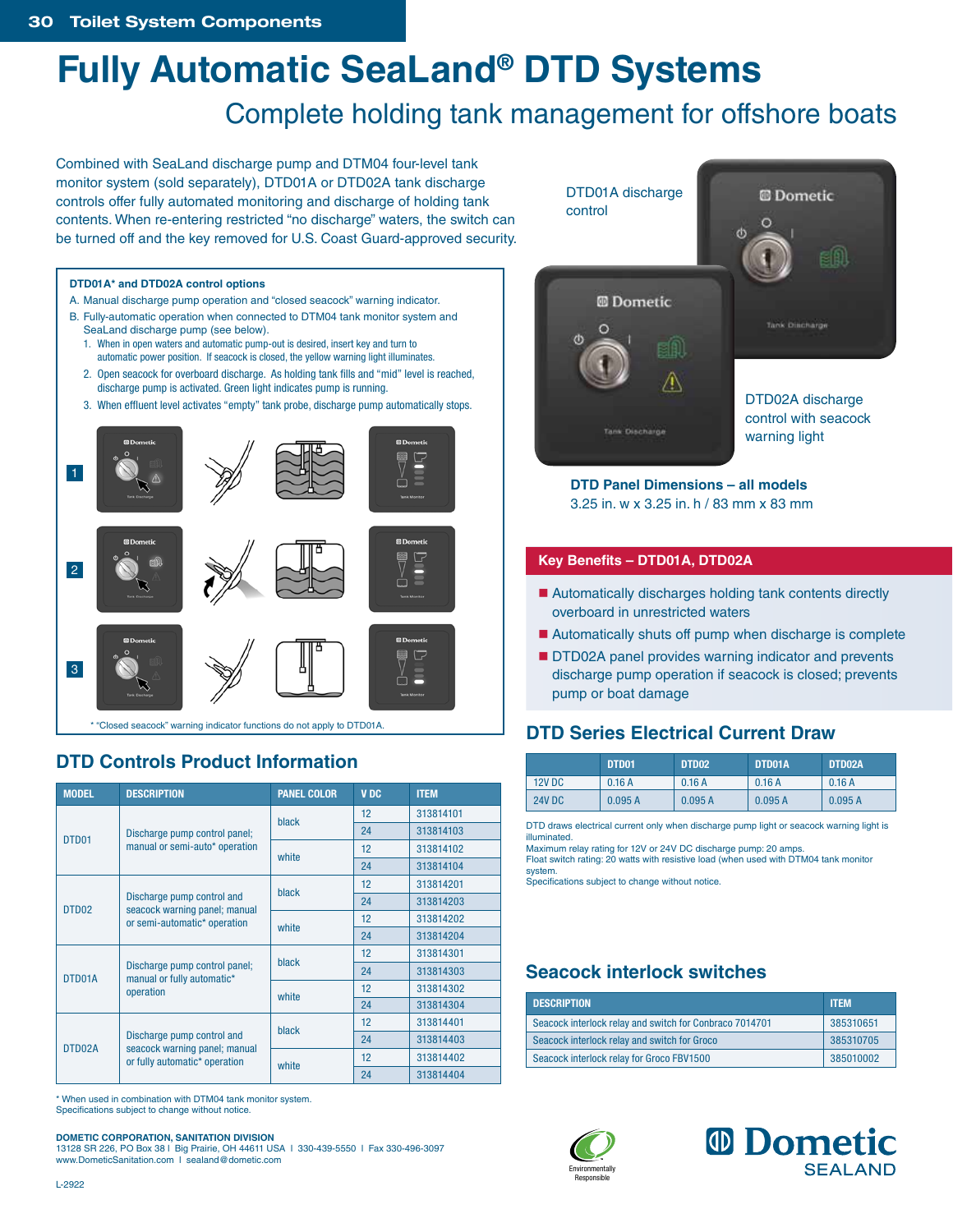# Fully Automatic SeaLand® DTD Systems

## Complete holding tank management for offshore boats

Combined with SeaLand discharge pump and DTM04 four-level tank monitor system (sold separately), DTD01A or DTD02A tank discharge controls offer fully automated monitoring and discharge of holding tank contents. When re-entering restricted "no discharge" waters, the switch can be turned off and the key removed for U.S. Coast Guard-approved security.

**DTD01A* and DTD02A control options**

A. Manual discharge pump operation and "closed seacock" warning indicator.

B. Fully-automatic operation when connected to DTM04 tank monitor system and SeaLand discharge pump (see below).

1. When in open waters and automatic pump-out is desired, insert key and turn to automatic power position. If seacock is closed, the yellow warning light illuminates.
2. Open seacock for overboard discharge. As holding tank fills and "mid" level is reached, discharge pump is activated. Green light indicates pump is running.
3. When effluent level activates "empty" tank probe, discharge pump automatically stops.

1

2

3

* "Closed seacock" warning indicator functions do not apply to DTD01A.

DTD01A discharge control

DTD02A discharge control with seacock warning light

**DTD Panel Dimensions – all models**
3.25 in. w x 3.25 in. h / 83 mm x 83 mm

### Key Benefits – DTD01A, DTD02A

- Automatically discharges holding tank contents directly overboard in unrestricted waters
- Automatically shuts off pump when discharge is complete
- DTD02A panel provides warning indicator and prevents discharge pump operation if seacock is closed; prevents pump or boat damage

## DTD Controls Product Information

| MODEL | DESCRIPTION | PANEL COLOR | V DC | ITEM |
|---|---|---|---|---|
| DTD01 | Discharge pump control panel; manual or semi-auto* operation | black | 12 | 313814101 |
| | | | 24 | 313814103 |
| | | white | 12 | 313814102 |
| | | | 24 | 313814104 |
| DTD02 | Discharge pump control and seacock warning panel; manual or semi-automatic* operation | black | 12 | 313814201 |
| | | | 24 | 313814203 |
| | | white | 12 | 313814202 |
| | | | 24 | 313814204 |
| DTD01A | Discharge pump control panel; manual or fully automatic* operation | black | 12 | 313814301 |
| | | | 24 | 313814303 |
| | | white | 12 | 313814302 |
| | | | 24 | 313814304 |
| DTD02A | Discharge pump control and seacock warning panel; manual or fully automatic* operation | black | 12 | 313814401 |
| | | | 24 | 313814403 |
| | | white | 12 | 313814402 |
| | | | 24 | 313814404 |

* When used in combination with DTM04 tank monitor system.
Specifications subject to change without notice.

## DTD Series Electrical Current Draw

| | DTD01 | DTD02 | DTD01A | DTD02A |
|---|---|---|---|---|
| 12V DC | 0.16 A | 0.16 A | 0.16 A | 0.16 A |
| 24V DC | 0.095 A | 0.095 A | 0.095 A | 0.095 A |

DTD draws electrical current only when discharge pump light or seacock warning light is illuminated.
Maximum relay rating for 12V or 24V DC discharge pump: 20 amps.
Float switch rating: 20 watts with resistive load (when used with DTM04 tank monitor system.
Specifications subject to change without notice.

## Seacock interlock switches

| DESCRIPTION | ITEM |
|---|---|
| Seacock interlock relay and switch for Conbraco 7014701 | 385310651 |
| Seacock interlock relay and switch for Groco | 385310705 |
| Seacock interlock relay for Groco FBV1500 | 385010002 |

**DOMETIC CORPORATION, SANITATION DIVISION**
13128 SR 226, PO Box 38 I Big Prairie, OH 44611 USA I 330-439-5550 I Fax 330-496-3097
www.DometicSanitation.com I sealand@dometic.com

L-2922

Environmentally Responsible

Dometic SEALAND